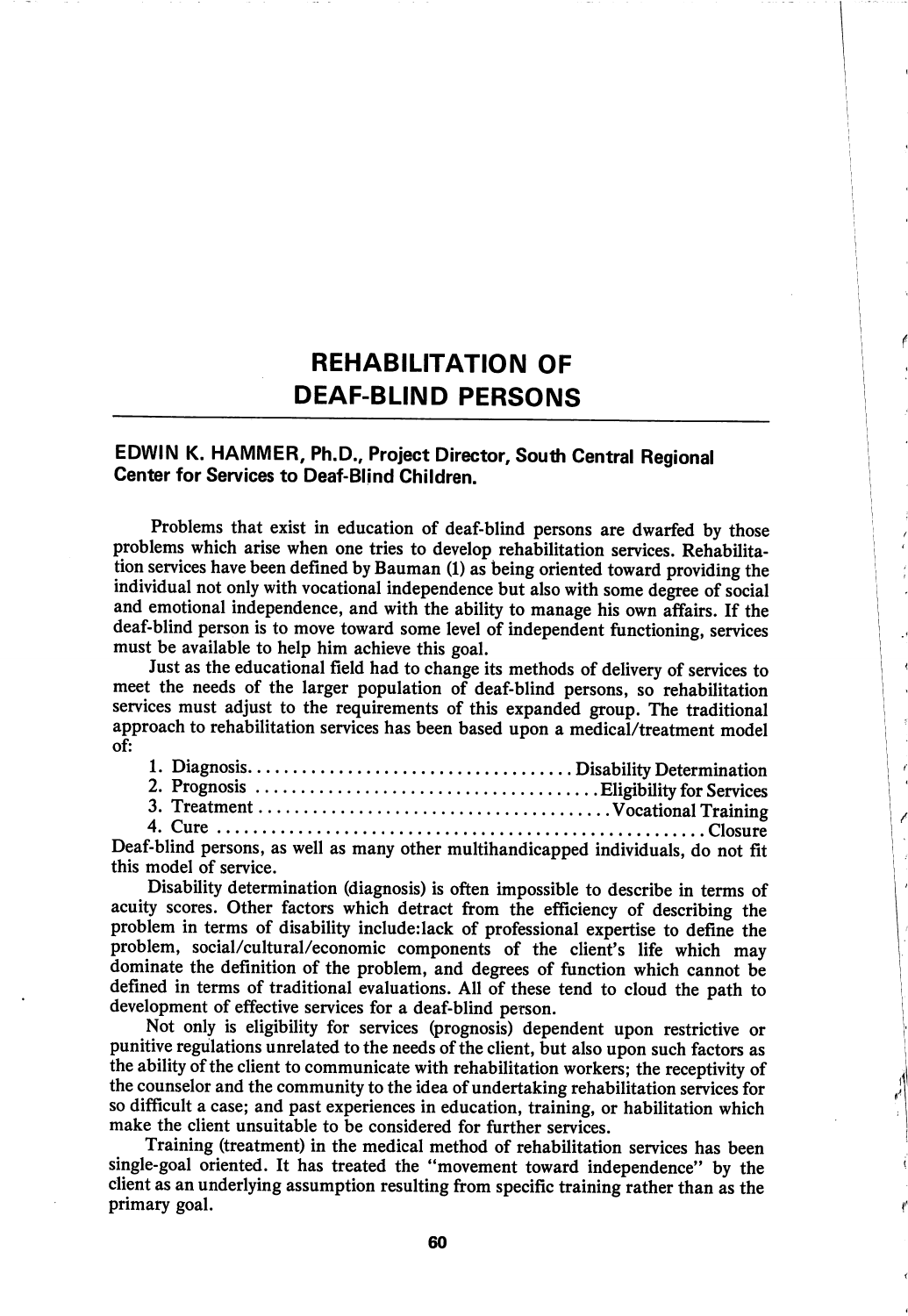# REHABILITATION OF DEAF-BLIND PERSONS

**EDWIN K. HAMMER, Ph.D., Project Director, South Central Regional Center for Services to Deaf-Blind Children.**

Problems that exist in education of deaf-blind persons are dwarfed by those problems which arise when one tries to develop rehabilitation services. Rehabilitation services have been defined by Bauman (1) as being oriented toward providing the individual not only with vocational independence but also with some degree of social and emotional independence, and with the ability to manage his own affairs. If the deaf-blind person is to move toward some level of independent functioning, services must be available to help him achieve this goal.

Just as the educational field had to change its methods of delivery of services to meet the needs of the larger population of deaf-blind persons, so rehabilitation services must adjust to the requirements of this expanded group. The traditional approach to rehabilitation services has been based upon a medical/treatment model of:

1. Diagnosis.................................... Disability Determination
2. Prognosis ..................................... Eligibility for Services
3. Treatment ...................................... Vocational Training
4. Cure ..................................................... Closure

Deaf-blind persons, as well as many other multihandicapped individuals, do not fit this model of service.

Disability determination (diagnosis) is often impossible to describe in terms of acuity scores. Other factors which detract from the efficiency of describing the problem in terms of disability include:lack of professional expertise to define the problem, social/cultural/economic components of the client's life which may dominate the definition of the problem, and degrees of function which cannot be defined in terms of traditional evaluations. All of these tend to cloud the path to development of effective services for a deaf-blind person.

Not only is eligibility for services (prognosis) dependent upon restrictive or punitive regulations unrelated to the needs of the client, but also upon such factors as the ability of the client to communicate with rehabilitation workers; the receptivity of the counselor and the community to the idea of undertaking rehabilitation services for so difficult a case; and past experiences in education, training, or habilitation which make the client unsuitable to be considered for further services.

Training (treatment) in the medical method of rehabilitation services has been single-goal oriented. It has treated the "movement toward independence" by the client as an underlying assumption resulting from specific training rather than as the primary goal.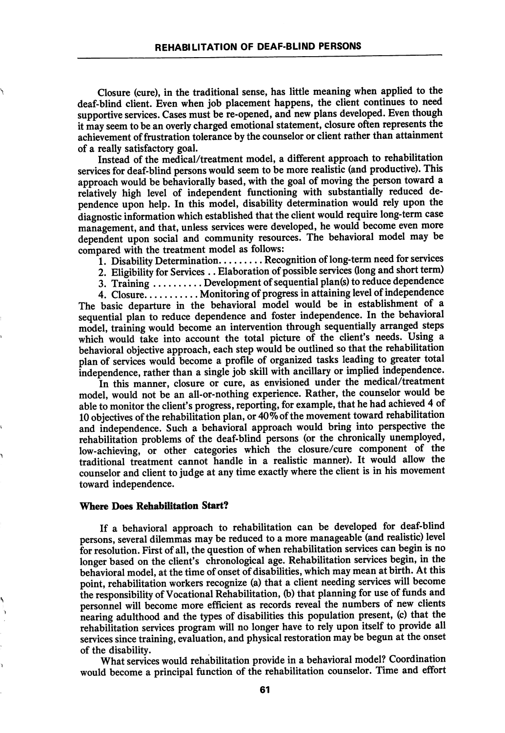Closure (cure), in the traditional sense, has little meaning when applied to the deaf-blind client. Even when job placement happens, the client continues to need supportive services. Cases must be re-opened, and new plans developed. Even though it may seem to be an overly charged emotional statement, closure often represents the achievement of frustration tolerance by the counselor or client rather than attainment of a really satisfactory goal.

Instead of the medical/treatment model, a different approach to rehabilitation services for deaf-blind persons would seem to be more realistic (and productive). This approach would be behaviorally based, with the goal of moving the person toward a relatively high level of independent functioning with substantially reduced dependence upon help. In this model, disability determination would rely upon the diagnostic information which established that the client would require long-term case management, and that, unless services were developed, he would become even more dependent upon social and community resources. The behavioral model may be compared with the treatment model as follows:

1. Disability Determination. . . . . . . . Recognition of long-term need for services
2. Eligibility for Services . . Elaboration of possible services (long and short term)
3. Training . . . . . . . . . Development of sequential plan(s) to reduce dependence
4. Closure. . . . . . . . . . Monitoring of progress in attaining level of independence

The basic departure in the behavioral model would be in establishment of a sequential plan to reduce dependence and foster independence. In the behavioral model, training would become an intervention through sequentially arranged steps which would take into account the total picture of the client's needs. Using a behavioral objective approach, each step would be outlined so that the rehabilitation plan of services would become a profile of organized tasks leading to greater total independence, rather than a single job skill with ancillary or implied independence.

In this manner, closure or cure, as envisioned under the medical/treatment model, would not be an all-or-nothing experience. Rather, the counselor would be able to monitor the client's progress, reporting, for example, that he had achieved 4 of 10 objectives of the rehabilitation plan, or 40% of the movement toward rehabilitation and independence. Such a behavioral approach would bring into perspective the rehabilitation problems of the deaf-blind persons (or the chronically unemployed, low-achieving, or other categories which the closure/cure component of the traditional treatment cannot handle in a realistic manner). It would allow the counselor and client to judge at any time exactly where the client is in his movement toward independence.

**Where Does Rehabilitation Start?**

If a behavioral approach to rehabilitation can be developed for deaf-blind persons, several dilemmas may be reduced to a more manageable (and realistic) level for resolution. First of all, the question of when rehabilitation services can begin is no longer based on the client's chronological age. Rehabilitation services begin, in the behavioral model, at the time of onset of disabilities, which may mean at birth. At this point, rehabilitation workers recognize (a) that a client needing services will become the responsibility of Vocational Rehabilitation, (b) that planning for use of funds and personnel will become more efficient as records reveal the numbers of new clients nearing adulthood and the types of disabilities this population present, (c) that the rehabilitation services program will no longer have to rely upon itself to provide all services since training, evaluation, and physical restoration may be begun at the onset of the disability.

What services would rehabilitation provide in a behavioral model? Coordination would become a principal function of the rehabilitation counselor. Time and effort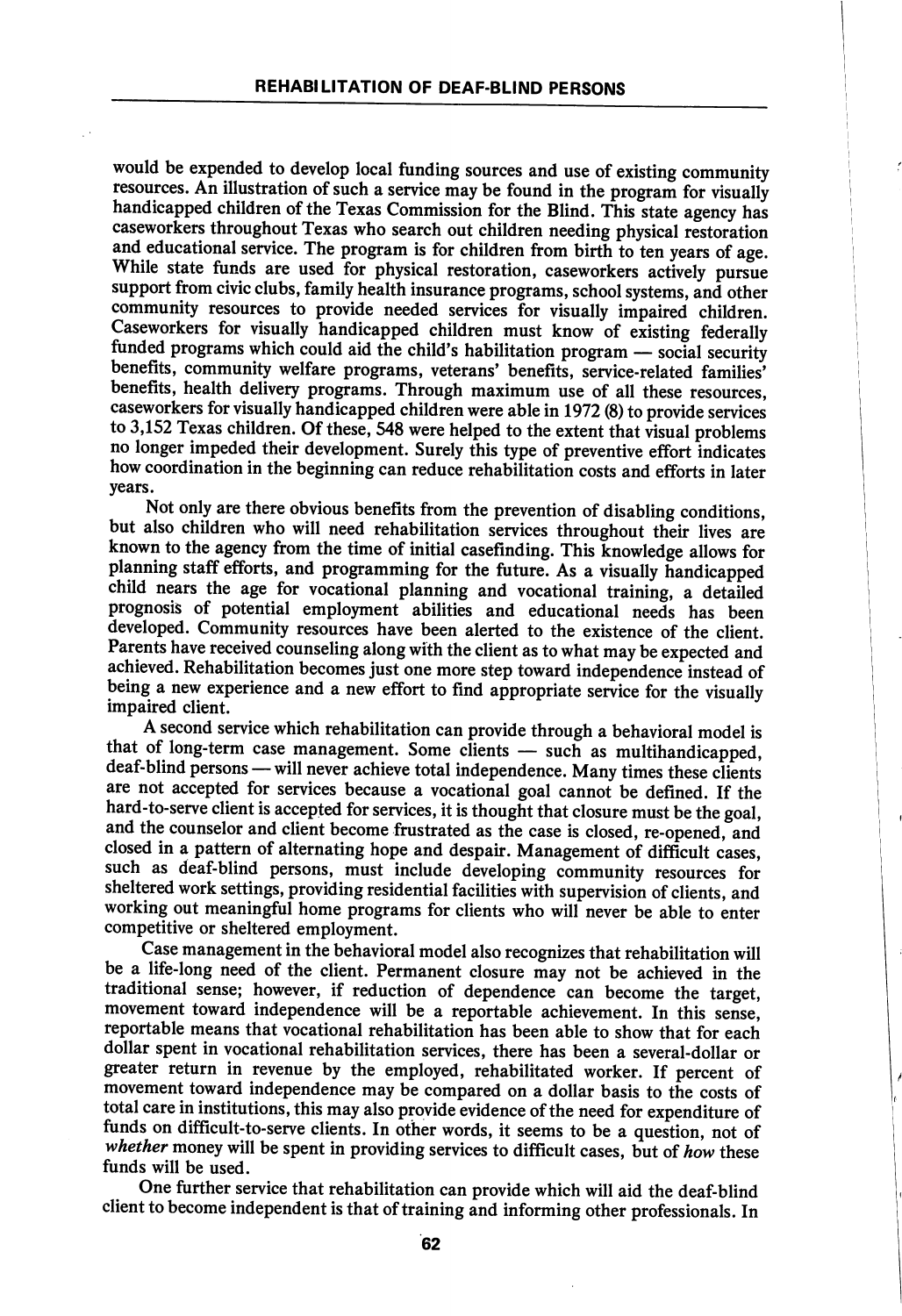would be expended to develop local funding sources and use of existing community resources. An illustration of such a service may be found in the program for visually handicapped children of the Texas Commission for the Blind. This state agency has caseworkers throughout Texas who search out children needing physical restoration and educational service. The program is for children from birth to ten years of age. While state funds are used for physical restoration, caseworkers actively pursue support from civic clubs, family health insurance programs, school systems, and other community resources to provide needed services for visually impaired children. Caseworkers for visually handicapped children must know of existing federally funded programs which could aid the child's habilitation program — social security benefits, community welfare programs, veterans' benefits, service-related families' benefits, health delivery programs. Through maximum use of all these resources, caseworkers for visually handicapped children were able in 1972 (8) to provide services to 3,152 Texas children. Of these, 548 were helped to the extent that visual problems no longer impeded their development. Surely this type of preventive effort indicates how coordination in the beginning can reduce rehabilitation costs and efforts in later years.

Not only are there obvious benefits from the prevention of disabling conditions, but also children who will need rehabilitation services throughout their lives are known to the agency from the time of initial casefinding. This knowledge allows for planning staff efforts, and programming for the future. As a visually handicapped child nears the age for vocational planning and vocational training, a detailed prognosis of potential employment abilities and educational needs has been developed. Community resources have been alerted to the existence of the client. Parents have received counseling along with the client as to what may be expected and achieved. Rehabilitation becomes just one more step toward independence instead of being a new experience and a new effort to find appropriate service for the visually impaired client.

A second service which rehabilitation can provide through a behavioral model is that of long-term case management. Some clients — such as multihandicapped, deaf-blind persons — will never achieve total independence. Many times these clients are not accepted for services because a vocational goal cannot be defined. If the hard-to-serve client is accepted for services, it is thought that closure must be the goal, and the counselor and client become frustrated as the case is closed, re-opened, and closed in a pattern of alternating hope and despair. Management of difficult cases, such as deaf-blind persons, must include developing community resources for sheltered work settings, providing residential facilities with supervision of clients, and working out meaningful home programs for clients who will never be able to enter competitive or sheltered employment.

Case management in the behavioral model also recognizes that rehabilitation will be a life-long need of the client. Permanent closure may not be achieved in the traditional sense; however, if reduction of dependence can become the target, movement toward independence will be a reportable achievement. In this sense, reportable means that vocational rehabilitation has been able to show that for each dollar spent in vocational rehabilitation services, there has been a several-dollar or greater return in revenue by the employed, rehabilitated worker. If percent of movement toward independence may be compared on a dollar basis to the costs of total care in institutions, this may also provide evidence of the need for expenditure of funds on difficult-to-serve clients. In other words, it seems to be a question, not of *whether* money will be spent in providing services to difficult cases, but of *how* these funds will be used.

One further service that rehabilitation can provide which will aid the deaf-blind client to become independent is that of training and informing other professionals. In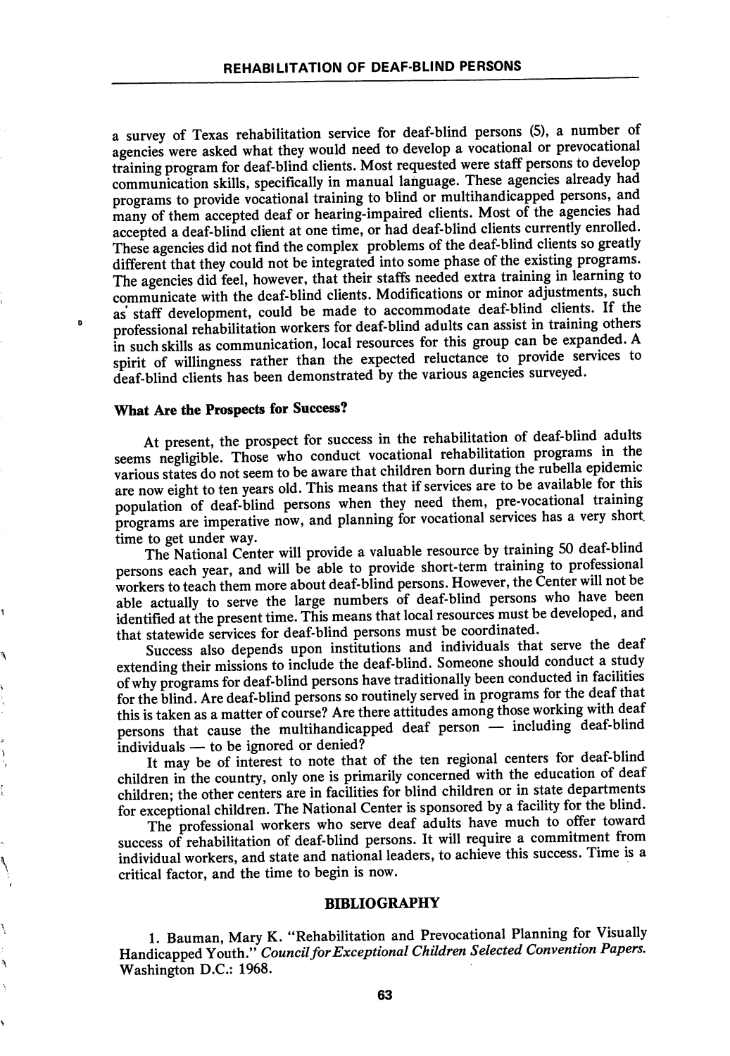a survey of Texas rehabilitation service for deaf-blind persons (5), a number of agencies were asked what they would need to develop a vocational or prevocational training program for deaf-blind clients. Most requested were staff persons to develop communication skills, specifically in manual language. These agencies already had programs to provide vocational training to blind or multihandicapped persons, and many of them accepted deaf or hearing-impaired clients. Most of the agencies had accepted a deaf-blind client at one time, or had deaf-blind clients currently enrolled. These agencies did not find the complex problems of the deaf-blind clients so greatly different that they could not be integrated into some phase of the existing programs. The agencies did feel, however, that their staffs needed extra training in learning to communicate with the deaf-blind clients. Modifications or minor adjustments, such as staff development, could be made to accommodate deaf-blind clients. If the professional rehabilitation workers for deaf-blind adults can assist in training others in such skills as communication, local resources for this group can be expanded. A spirit of willingness rather than the expected reluctance to provide services to deaf-blind clients has been demonstrated by the various agencies surveyed.

### What Are the Prospects for Success?

At present, the prospect for success in the rehabilitation of deaf-blind adults seems negligible. Those who conduct vocational rehabilitation programs in the various states do not seem to be aware that children born during the rubella epidemic are now eight to ten years old. This means that if services are to be available for this population of deaf-blind persons when they need them, pre-vocational training programs are imperative now, and planning for vocational services has a very short time to get under way.

The National Center will provide a valuable resource by training 50 deaf-blind persons each year, and will be able to provide short-term training to professional workers to teach them more about deaf-blind persons. However, the Center will not be able actually to serve the large numbers of deaf-blind persons who have been identified at the present time. This means that local resources must be developed, and that statewide services for deaf-blind persons must be coordinated.

Success also depends upon institutions and individuals that serve the deaf extending their missions to include the deaf-blind. Someone should conduct a study of why programs for deaf-blind persons have traditionally been conducted in facilities for the blind. Are deaf-blind persons so routinely served in programs for the deaf that this is taken as a matter of course? Are there attitudes among those working with deaf persons that cause the multihandicapped deaf person — including deaf-blind individuals — to be ignored or denied?

It may be of interest to note that of the ten regional centers for deaf-blind children in the country, only one is primarily concerned with the education of deaf children; the other centers are in facilities for blind children or in state departments for exceptional children. The National Center is sponsored by a facility for the blind.

The professional workers who serve deaf adults have much to offer toward success of rehabilitation of deaf-blind persons. It will require a commitment from individual workers, and state and national leaders, to achieve this success. Time is a critical factor, and the time to begin is now.

## BIBLIOGRAPHY

1. Bauman, Mary K. "Rehabilitation and Prevocational Planning for Visually Handicapped Youth." *Council for Exceptional Children Selected Convention Papers.* Washington D.C.: 1968.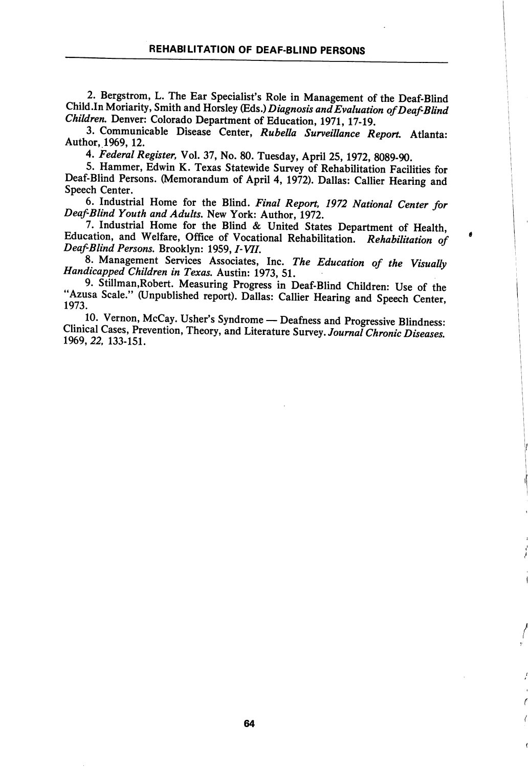2. Bergstrom, L. The Ear Specialist's Role in Management of the Deaf-Blind Child.In Moriarity, Smith and Horsley (Eds.) *Diagnosis and Evaluation of Deaf-Blind Children.* Denver: Colorado Department of Education, 1971, 17-19.

3. Communicable Disease Center, *Rubella Surveillance Report.* Atlanta: Author, 1969, 12.

4. *Federal Register,* Vol. 37, No. 80. Tuesday, April 25, 1972, 8089-90.

5. Hammer, Edwin K. Texas Statewide Survey of Rehabilitation Facilities for Deaf-Blind Persons. (Memorandum of April 4, 1972). Dallas: Callier Hearing and Speech Center.

6. Industrial Home for the Blind. *Final Report, 1972 National Center for Deaf-Blind Youth and Adults.* New York: Author, 1972.

7. Industrial Home for the Blind & United States Department of Health, Education, and Welfare, Office of Vocational Rehabilitation. *Rehabilitation of Deaf-Blind Persons.* Brooklyn: 1959, *I-VII.*

8. Management Services Associates, Inc. *The Education of the Visually Handicapped Children in Texas.* Austin: 1973, 51.

9. Stillman,Robert. Measuring Progress in Deaf-Blind Children: Use of the "Azusa Scale." (Unpublished report). Dallas: Callier Hearing and Speech Center, 1973.

10. Vernon, McCay. Usher's Syndrome — Deafness and Progressive Blindness: Clinical Cases, Prevention, Theory, and Literature Survey. *Journal Chronic Diseases.* 1969, *22,* 133-151.